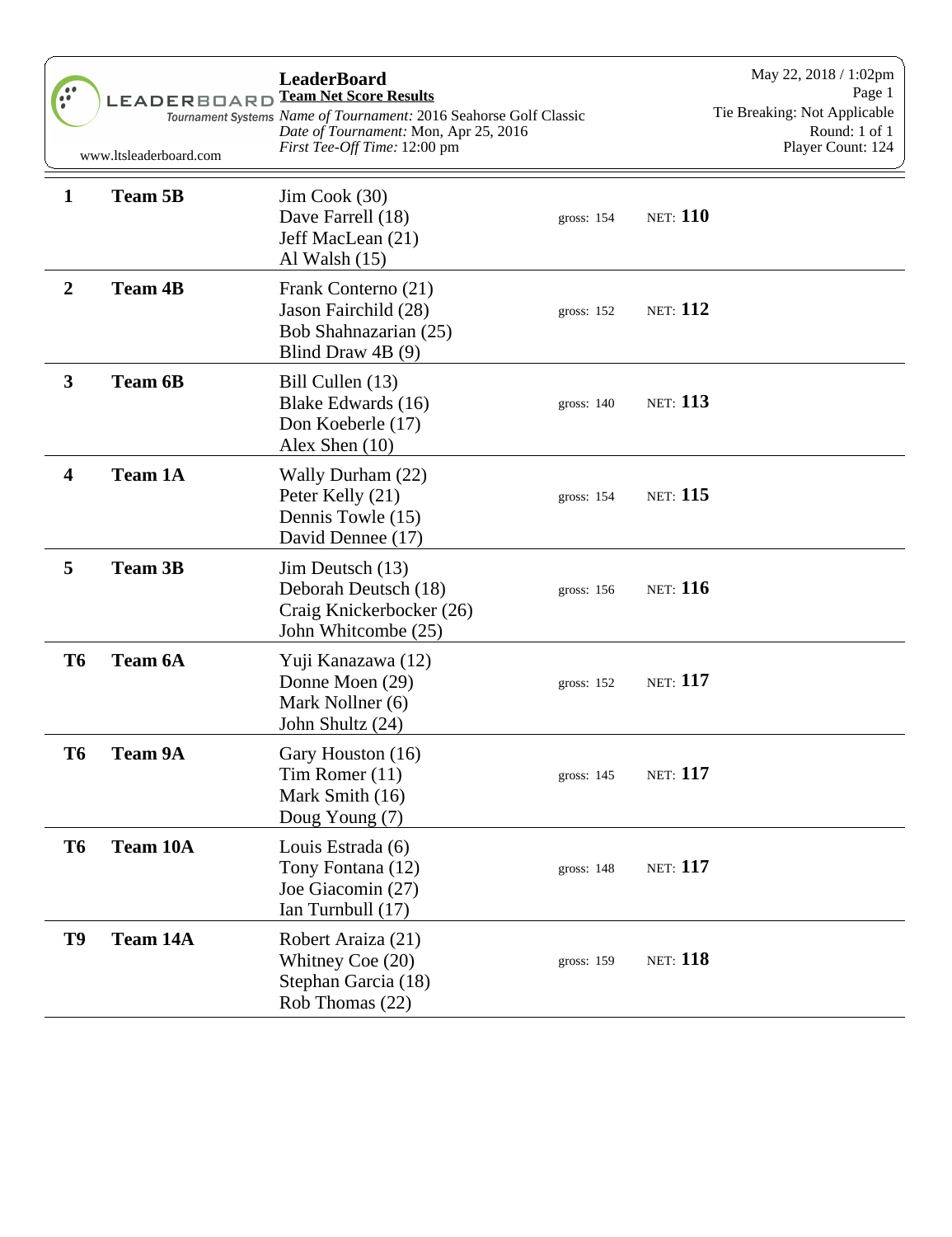# LeaderBoard

**Team Net Score Results**

*Name of Tournament:* 2016 Seahorse Golf Classic
*Date of Tournament:* Mon, Apr 25, 2016
*First Tee-Off Time:* 12:00 pm

www.ltsleaderboard.com

May 22, 2018 / 1:02pm
Tie Breaking: Not Applicable
Round: 1 of 1
Player Count: 124

| Pos | Team | Players | Gross | Net |
|---|---|---|---|---|
| **1** | **Team 5B** | Jim Cook (30)<br>Dave Farrell (18)<br>Jeff MacLean (21)<br>Al Walsh (15) | gross: 154 | NET: **110** |
| **2** | **Team 4B** | Frank Conterno (21)<br>Jason Fairchild (28)<br>Bob Shahnazarian (25)<br>Blind Draw 4B (9) | gross: 152 | NET: **112** |
| **3** | **Team 6B** | Bill Cullen (13)<br>Blake Edwards (16)<br>Don Koeberle (17)<br>Alex Shen (10) | gross: 140 | NET: **113** |
| **4** | **Team 1A** | Wally Durham (22)<br>Peter Kelly (21)<br>Dennis Towle (15)<br>David Dennee (17) | gross: 154 | NET: **115** |
| **5** | **Team 3B** | Jim Deutsch (13)<br>Deborah Deutsch (18)<br>Craig Knickerbocker (26)<br>John Whitcombe (25) | gross: 156 | NET: **116** |
| **T6** | **Team 6A** | Yuji Kanazawa (12)<br>Donne Moen (29)<br>Mark Nollner (6)<br>John Shultz (24) | gross: 152 | NET: **117** |
| **T6** | **Team 9A** | Gary Houston (16)<br>Tim Romer (11)<br>Mark Smith (16)<br>Doug Young (7) | gross: 145 | NET: **117** |
| **T6** | **Team 10A** | Louis Estrada (6)<br>Tony Fontana (12)<br>Joe Giacomin (27)<br>Ian Turnbull (17) | gross: 148 | NET: **117** |
| **T9** | **Team 14A** | Robert Araiza (21)<br>Whitney Coe (20)<br>Stephan Garcia (18)<br>Rob Thomas (22) | gross: 159 | NET: **118** |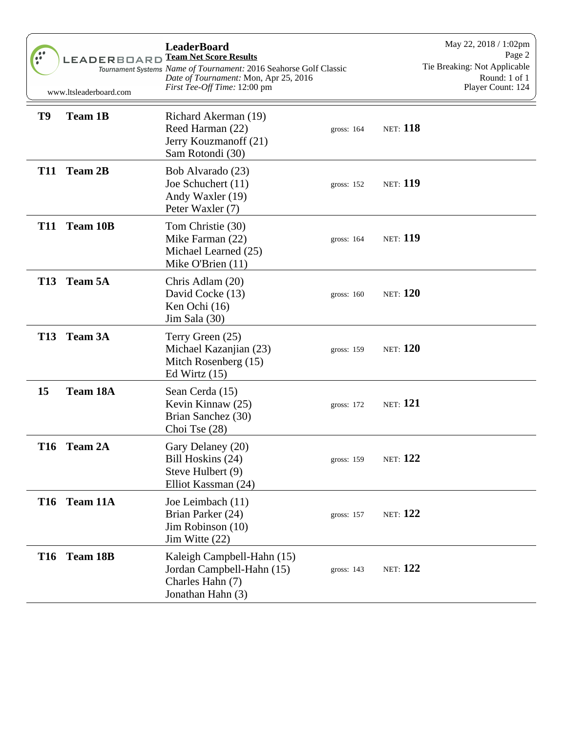**LeaderBoard**

**Team Net Score Results**

*Name of Tournament:* 2016 Seahorse Golf Classic
*Date of Tournament:* Mon, Apr 25, 2016
*First Tee-Off Time:* 12:00 pm

May 22, 2018 / 1:02pm
Tie Breaking: Not Applicable
Round: 1 of 1
Player Count: 124

www.ltsleaderboard.com

| Pos | Team | Players | Gross | Net |
|---|---|---|---|---|
| **T9** | **Team 1B** | Richard Akerman (19)<br>Reed Harman (22)<br>Jerry Kouzmanoff (21)<br>Sam Rotondi (30) | gross: 164 | NET: **118** |
| **T11** | **Team 2B** | Bob Alvarado (23)<br>Joe Schuchert (11)<br>Andy Waxler (19)<br>Peter Waxler (7) | gross: 152 | NET: **119** |
| **T11** | **Team 10B** | Tom Christie (30)<br>Mike Farman (22)<br>Michael Learned (25)<br>Mike O'Brien (11) | gross: 164 | NET: **119** |
| **T13** | **Team 5A** | Chris Adlam (20)<br>David Cocke (13)<br>Ken Ochi (16)<br>Jim Sala (30) | gross: 160 | NET: **120** |
| **T13** | **Team 3A** | Terry Green (25)<br>Michael Kazanjian (23)<br>Mitch Rosenberg (15)<br>Ed Wirtz (15) | gross: 159 | NET: **120** |
| **15** | **Team 18A** | Sean Cerda (15)<br>Kevin Kinnaw (25)<br>Brian Sanchez (30)<br>Choi Tse (28) | gross: 172 | NET: **121** |
| **T16** | **Team 2A** | Gary Delaney (20)<br>Bill Hoskins (24)<br>Steve Hulbert (9)<br>Elliot Kassman (24) | gross: 159 | NET: **122** |
| **T16** | **Team 11A** | Joe Leimbach (11)<br>Brian Parker (24)<br>Jim Robinson (10)<br>Jim Witte (22) | gross: 157 | NET: **122** |
| **T16** | **Team 18B** | Kaleigh Campbell-Hahn (15)<br>Jordan Campbell-Hahn (15)<br>Charles Hahn (7)<br>Jonathan Hahn (3) | gross: 143 | NET: **122** |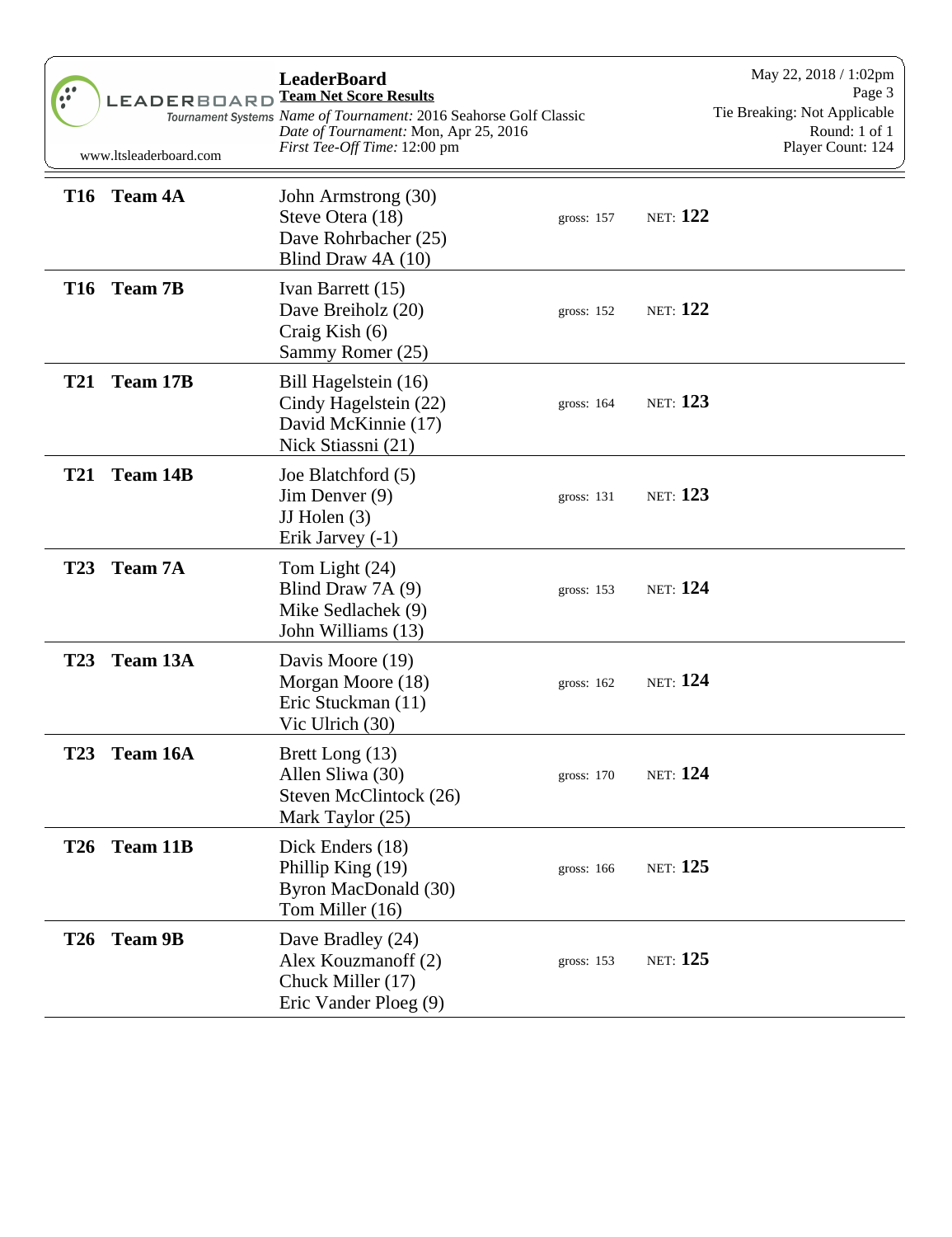**LeaderBoard**
**Team Net Score Results**
*Name of Tournament:* 2016 Seahorse Golf Classic
*Date of Tournament:* Mon, Apr 25, 2016
*First Tee-Off Time:* 12:00 pm

May 22, 2018 / 1:02pm
Tie Breaking: Not Applicable
Round: 1 of 1
Player Count: 124

www.ltsleaderboard.com

| Pos | Team | Players | Gross | Net |
|---|---|---|---|---|
| T16 | Team 4A | John Armstrong (30)<br>Steve Otera (18)<br>Dave Rohrbacher (25)<br>Blind Draw 4A (10) | gross: 157 | NET: **122** |
| T16 | Team 7B | Ivan Barrett (15)<br>Dave Breiholz (20)<br>Craig Kish (6)<br>Sammy Romer (25) | gross: 152 | NET: **122** |
| T21 | Team 17B | Bill Hagelstein (16)<br>Cindy Hagelstein (22)<br>David McKinnie (17)<br>Nick Stiassni (21) | gross: 164 | NET: **123** |
| T21 | Team 14B | Joe Blatchford (5)<br>Jim Denver (9)<br>JJ Holen (3)<br>Erik Jarvey (-1) | gross: 131 | NET: **123** |
| T23 | Team 7A | Tom Light (24)<br>Blind Draw 7A (9)<br>Mike Sedlachek (9)<br>John Williams (13) | gross: 153 | NET: **124** |
| T23 | Team 13A | Davis Moore (19)<br>Morgan Moore (18)<br>Eric Stuckman (11)<br>Vic Ulrich (30) | gross: 162 | NET: **124** |
| T23 | Team 16A | Brett Long (13)<br>Allen Sliwa (30)<br>Steven McClintock (26)<br>Mark Taylor (25) | gross: 170 | NET: **124** |
| T26 | Team 11B | Dick Enders (18)<br>Phillip King (19)<br>Byron MacDonald (30)<br>Tom Miller (16) | gross: 166 | NET: **125** |
| T26 | Team 9B | Dave Bradley (24)<br>Alex Kouzmanoff (2)<br>Chuck Miller (17)<br>Eric Vander Ploeg (9) | gross: 153 | NET: **125** |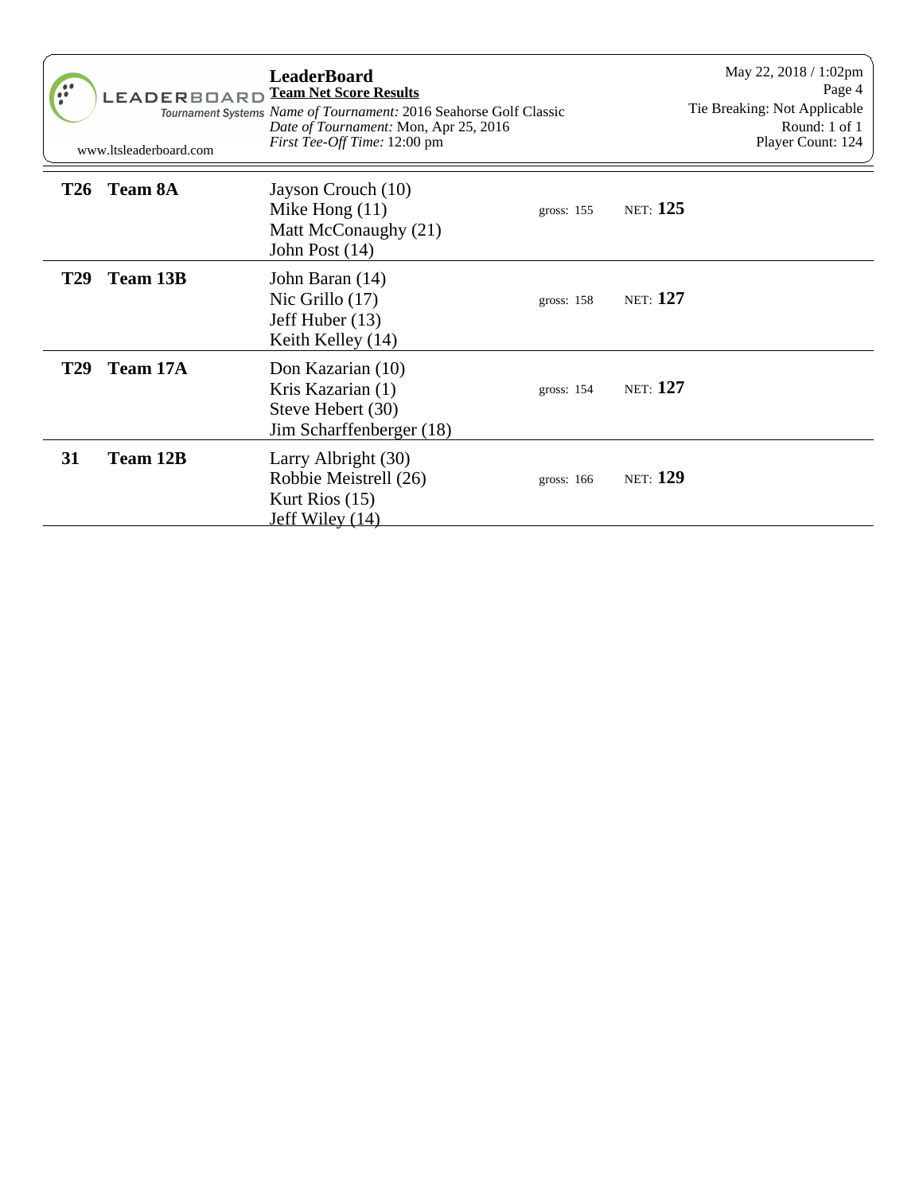**LeaderBoard**

**Team Net Score Results**

*Name of Tournament:* 2016 Seahorse Golf Classic
*Date of Tournament:* Mon, Apr 25, 2016
*First Tee-Off Time:* 12:00 pm

May 22, 2018 / 1:02pm
Tie Breaking: Not Applicable
Round: 1 of 1
Player Count: 124

www.ltsleaderboard.com

| | | | | |
|---|---|---|---|---|
| **T26** | **Team 8A** | Jayson Crouch (10)<br>Mike Hong (11)<br>Matt McConaughy (21)<br>John Post (14) | gross: 155 | NET: **125** |
| **T29** | **Team 13B** | John Baran (14)<br>Nic Grillo (17)<br>Jeff Huber (13)<br>Keith Kelley (14) | gross: 158 | NET: **127** |
| **T29** | **Team 17A** | Don Kazarian (10)<br>Kris Kazarian (1)<br>Steve Hebert (30)<br>Jim Scharffenberger (18) | gross: 154 | NET: **127** |
| **31** | **Team 12B** | Larry Albright (30)<br>Robbie Meistrell (26)<br>Kurt Rios (15)<br>Jeff Wiley (14) | gross: 166 | NET: **129** |